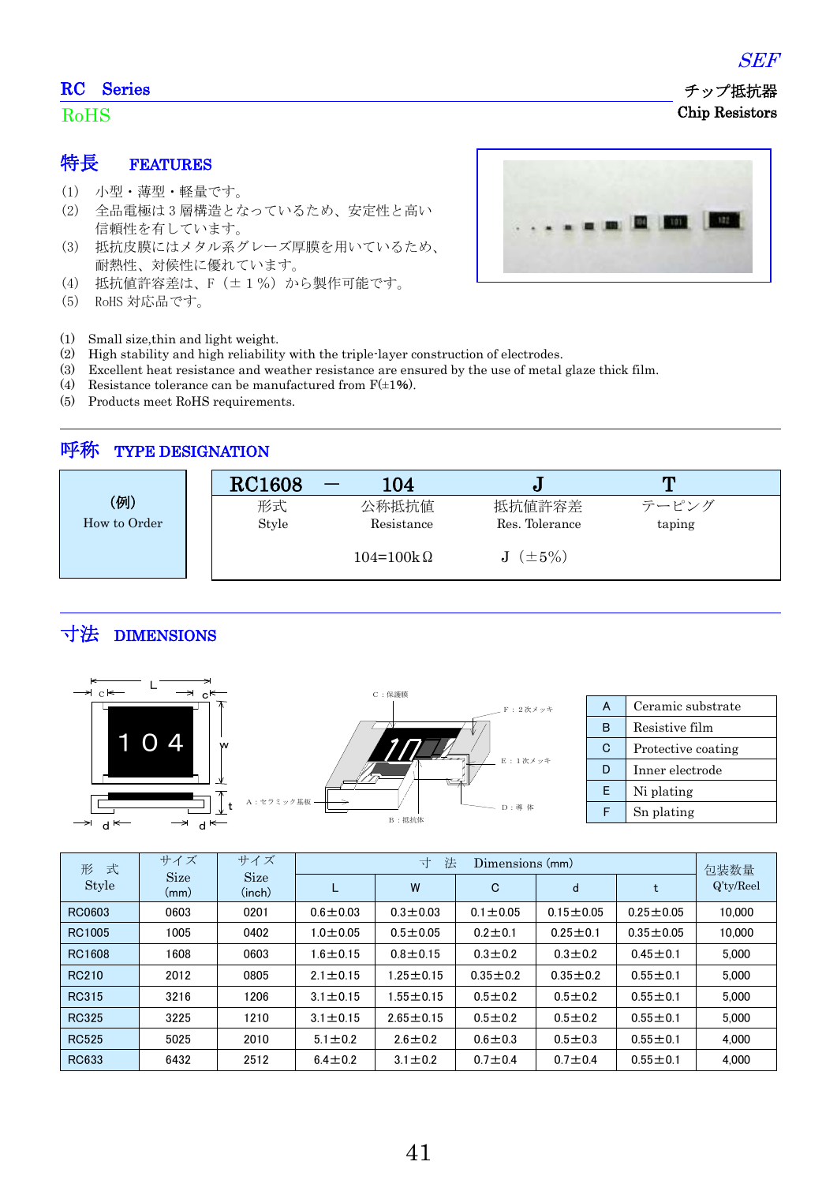SEF

## RC Series

RoHS

チップ抵抗器
Chip Resistors

## 特長　FEATURES

(1)　小型・薄型・軽量です。
(2)　全品電極は3層構造となっているため、安定性と高い信頼性を有しています。
(3)　抵抗皮膜にはメタル系グレーズ厚膜を用いているため、耐熱性、対候性に優れています。
(4)　抵抗値許容差は、F（±1%）から製作可能です。
(5)　RoHS 対応品です。

(1)　Small size,thin and light weight.
(2)　High stability and high reliability with the triple-layer construction of electrodes.
(3)　Excellent heat resistance and weather resistance are ensured by the use of metal glaze thick film.
(4)　Resistance tolerance can be manufactured from F(±1%).
(5)　Products meet RoHS requirements.

## 呼称　TYPE DESIGNATION

| (例) How to Order | RC1608 | ― | 104 | J | T |
|---|---|---|---|---|---|
| | 形式 Style | | 公称抵抗値 Resistance | 抵抗値許容差 Res. Tolerance | テーピング taping |
| | | | 104=100kΩ | J（±5%） | |

## 寸法　DIMENSIONS

| | |
|---|---|
| A | Ceramic substrate |
| B | Resistive film |
| C | Protective coating |
| D | Inner electrode |
| E | Ni plating |
| F | Sn plating |

| 形　式 Style | サイズ Size (mm) | サイズ Size (inch) | 寸　法　Dimensions (mm) | | | | | 包装数量 Q'ty/Reel |
|---|---|---|---|---|---|---|---|---|
| | | | L | W | C | d | t | |
| RC0603 | 0603 | 0201 | 0.6±0.03 | 0.3±0.03 | 0.1±0.05 | 0.15±0.05 | 0.25±0.05 | 10,000 |
| RC1005 | 1005 | 0402 | 1.0±0.05 | 0.5±0.05 | 0.2±0.1 | 0.25±0.1 | 0.35±0.05 | 10,000 |
| RC1608 | 1608 | 0603 | 1.6±0.15 | 0.8±0.15 | 0.3±0.2 | 0.3±0.2 | 0.45±0.1 | 5,000 |
| RC210 | 2012 | 0805 | 2.1±0.15 | 1.25±0.15 | 0.35±0.2 | 0.35±0.2 | 0.55±0.1 | 5,000 |
| RC315 | 3216 | 1206 | 3.1±0.15 | 1.55±0.15 | 0.5±0.2 | 0.5±0.2 | 0.55±0.1 | 5,000 |
| RC325 | 3225 | 1210 | 3.1±0.15 | 2.65±0.15 | 0.5±0.2 | 0.5±0.2 | 0.55±0.1 | 5,000 |
| RC525 | 5025 | 2010 | 5.1±0.2 | 2.6±0.2 | 0.6±0.3 | 0.5±0.3 | 0.55±0.1 | 4,000 |
| RC633 | 6432 | 2512 | 6.4±0.2 | 3.1±0.2 | 0.7±0.4 | 0.7±0.4 | 0.55±0.1 | 4,000 |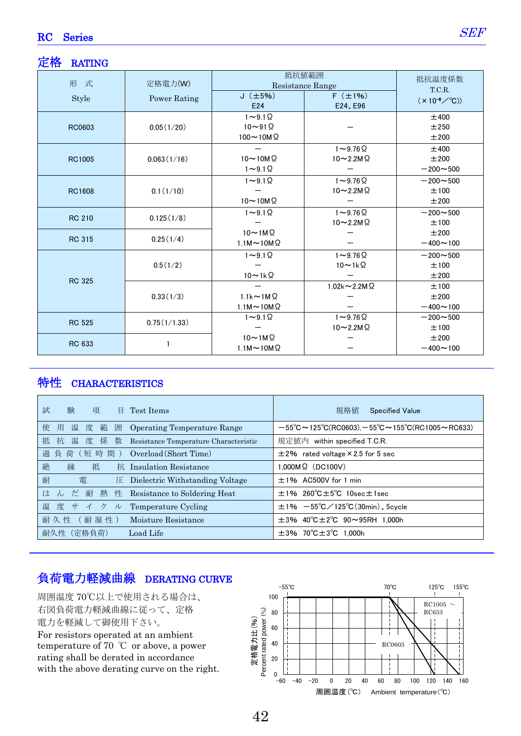## 定格　RATING

| 形　式 Style | 定格電力(W) Power Rating | 抵抗値範囲 Resistance Range | | 抵抗温度係数 T.C.R. (×$10^{-6}$／℃) |
|---|---|---|---|---|
| | | J（±5%） E24 | F（±1%） E24、E96 | |
| RC0603 | 0.05(1/20) | 1～9.1Ω<br>10～91Ω<br>100～10MΩ | — | ±400<br>±250<br>±200 |
| RC1005 | 0.063(1/16) | —<br>10～10MΩ<br>1～9.1Ω | 1～9.76Ω<br>10～2.2MΩ<br>— | ±400<br>±200<br>−200～500 |
| RC1608 | 0.1(1/10) | 1～9.1Ω<br>—<br>10～10MΩ | 1～9.76Ω<br>10～2.2MΩ<br>— | −200～500<br>±100<br>±200 |
| RC 210 | 0.125(1/8) | 1～9.1Ω<br>—<br>10～1MΩ<br>1.1M～10MΩ | 1～9.76Ω<br>10～2.2MΩ<br>—<br>— | −200～500<br>±100<br>±200<br>−400～100 |
| RC 315 | 0.25(1/4) | | | |
| RC 325 | 0.5(1/2) | 1～9.1Ω<br>—<br>10～1kΩ | 1～9.76Ω<br>10～1kΩ<br>— | −200～500<br>±100<br>±200 |
| | 0.33(1/3) | —<br>1.1k～1MΩ<br>1.1M～10MΩ | 1.02k～2.2MΩ<br>—<br>— | ±100<br>±200<br>−400～100 |
| RC 525 | 0.75(1/1.33) | 1～9.1Ω<br>—<br>10～1MΩ<br>1.1M～10MΩ | 1～9.76Ω<br>10～2.2MΩ<br>—<br>— | −200～500<br>±100<br>±200<br>−400～100 |
| RC 633 | 1 | | | |

## 特性　CHARACTERISTICS

| 試　験　項　目 Test Items | 規格値　Specified Value |
|---|---|
| 使用温度範囲 Operating Temperature Range | −55℃～125℃(RC0603),−55℃～155℃(RC1005～RC633) |
| 抵抗温度係数 Resistance Temperature Characteristic | 規定値内　within specified T.C.R. |
| 過負荷（短時間） Overload (Short Time) | ±2%　rated voltage×2.5 for 5 sec |
| 絶縁抵抗 Insulation Resistance | 1,000MΩ（DC100V） |
| 耐電圧 Dielectric Withstanding Voltage | ±1%　AC500V for 1 min |
| はんだ耐熱性 Resistance to Soldering Heat | ±1%　260℃±5℃　10sec±1sec |
| 温度サイクル Temperature Cycling | ±1%　−55℃／125℃(30min)、5cycle |
| 耐久性（耐湿性） Moisture Resistance | ±3%　40℃±2℃　90～95RH　1,000h |
| 耐久性（定格負荷） Load Life | ±3%　70℃±3℃　1,000h |

## 負荷電力軽減曲線　DERATING CURVE

周囲温度 70℃以上で使用される場合は、右図負荷電力軽減曲線に従って、定格電力を軽減して御使用下さい。

For resistors operated at an ambient temperature of 70 ℃ or above, a power rating shall be derated in accordance with the above derating curve on the right.

−55℃　70℃　125℃　155℃
RC1005 ～ RC633
RC0603
定格電力比(%) Percent rated power (%)
100　80　60　40　20　0
−60　−40　−20　0　20　40　60　80　100　120　140　160
周囲温度(℃)　Ambient temperature(℃)